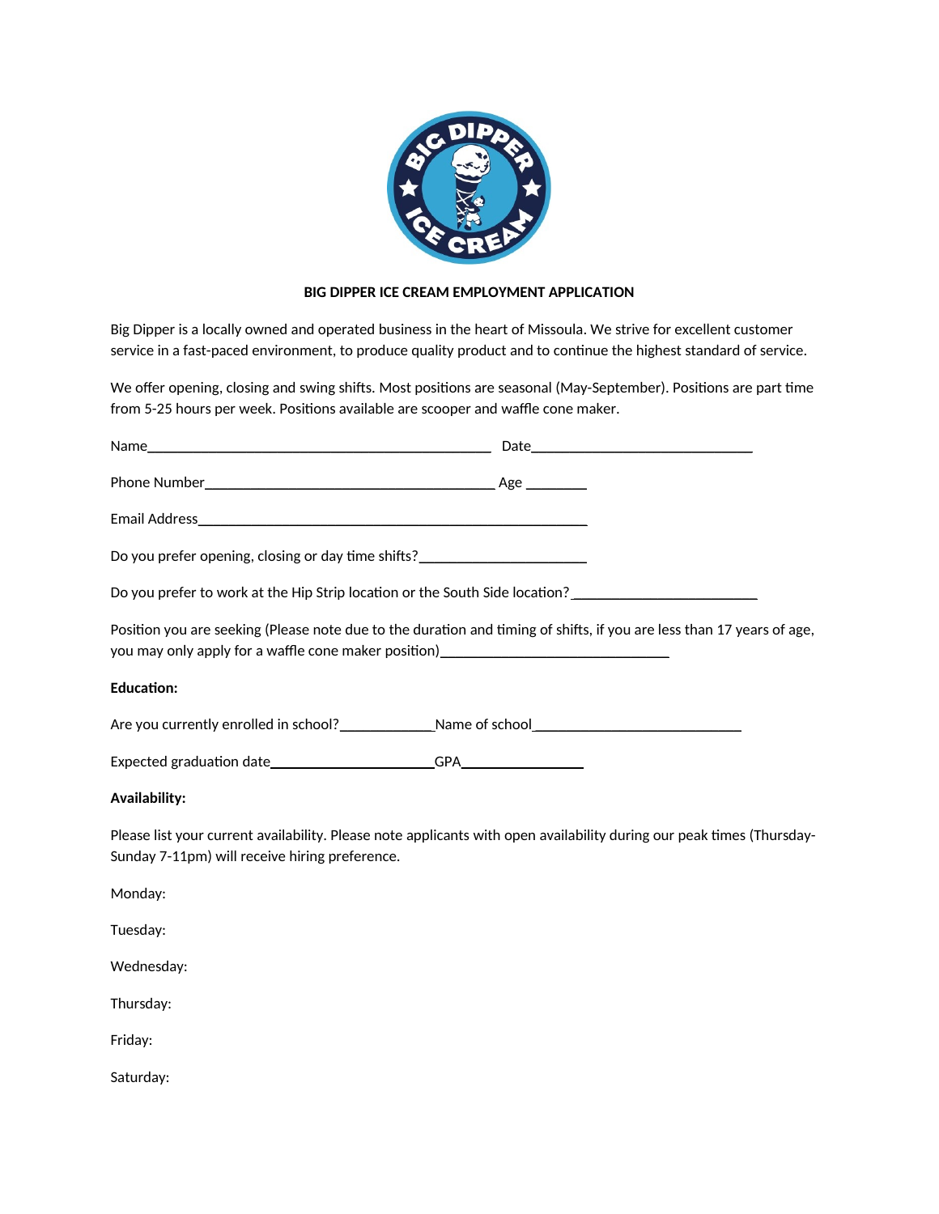# BIG DIPPER ICE CREAM EMPLOYMENT APPLICATION

Big Dipper is a locally owned and operated business in the heart of Missoula. We strive for excellent customer service in a fast-paced environment, to produce quality product and to continue the highest standard of service.

We offer opening, closing and swing shifts. Most positions are seasonal (May-September). Positions are part time from 5-25 hours per week. Positions available are scooper and waffle cone maker.

Name_______________________________________________ Date______________________________

Phone Number________________________________________ Age ________

Email Address_____________________________________________________

Do you prefer opening, closing or day time shifts?_______________________

Do you prefer to work at the Hip Strip location or the South Side location? _________________________

Position you are seeking (Please note due to the duration and timing of shifts, if you are less than 17 years of age, you may only apply for a waffle cone maker position)_______________________________

**Education:**

Are you currently enrolled in school?_____________Name of school____________________________

Expected graduation date______________________GPA_________________

**Availability:**

Please list your current availability. Please note applicants with open availability during our peak times (Thursday-Sunday 7-11pm) will receive hiring preference.

Monday:

Tuesday:

Wednesday:

Thursday:

Friday:

Saturday: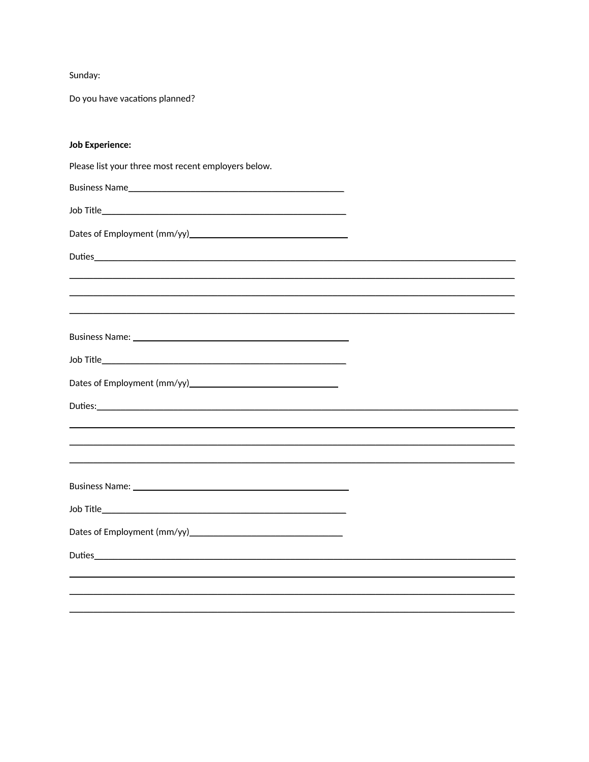Sunday:

Do you have vacations planned?

**Job Experience:**

Please list your three most recent employers below.

Business Name_______________________________________________

Job Title____________________________________________________

Dates of Employment (mm/yy)__________________________________

Duties_______________________________________________________________________________________________

_____________________________________________________________________________________________________

_____________________________________________________________________________________________________

_____________________________________________________________________________________________________

Business Name: _______________________________________________

Job Title____________________________________________________

Dates of Employment (mm/yy)________________________________

Duties:_______________________________________________________________________________________________

_____________________________________________________________________________________________________

_____________________________________________________________________________________________________

_____________________________________________________________________________________________________

Business Name: _______________________________________________

Job Title____________________________________________________

Dates of Employment (mm/yy)_________________________________

Duties_______________________________________________________________________________________________

_____________________________________________________________________________________________________

_____________________________________________________________________________________________________

_____________________________________________________________________________________________________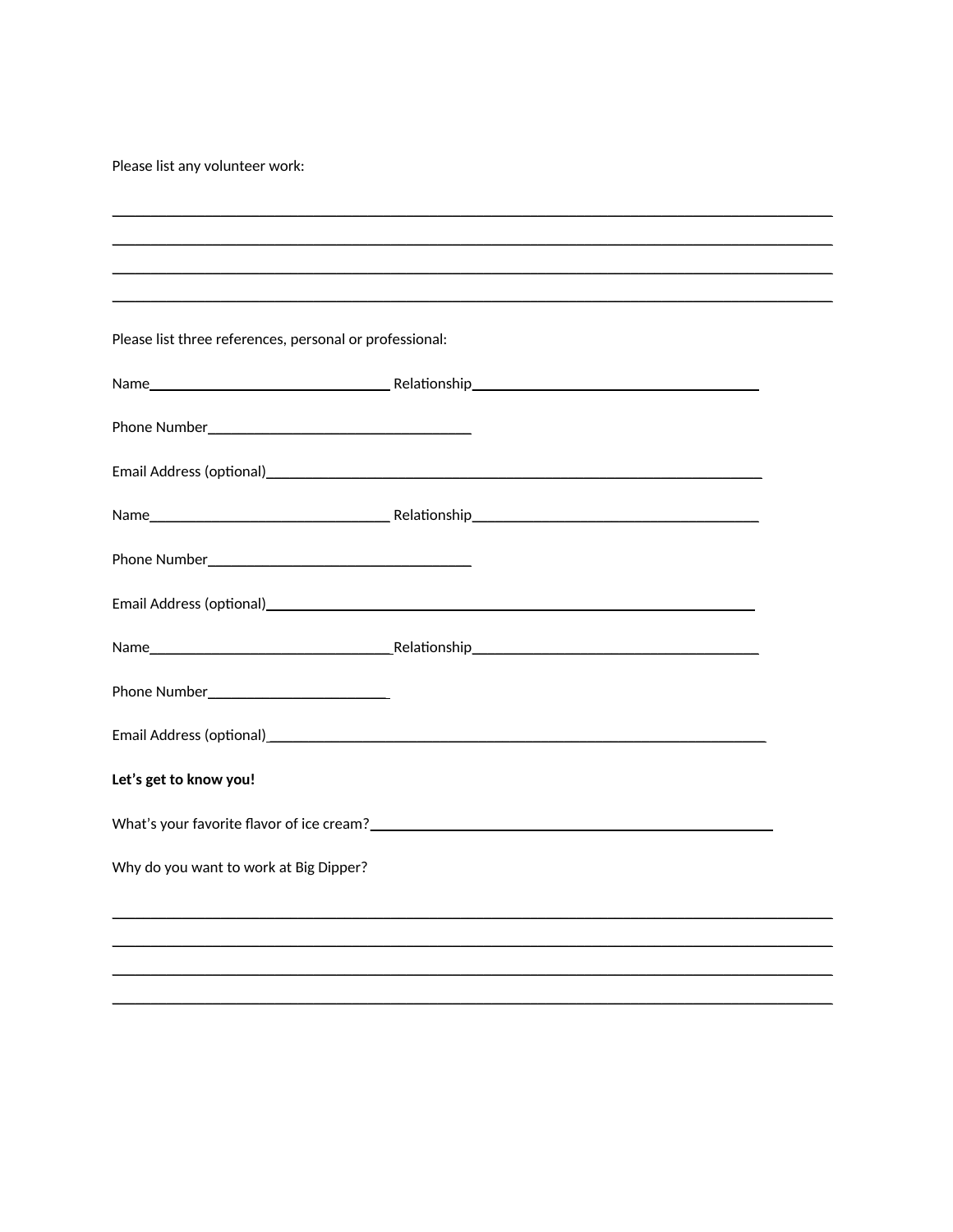Please list any volunteer work:

\_\_\_\_\_\_\_\_\_\_\_\_\_\_\_\_\_\_\_\_\_\_\_\_\_\_\_\_\_\_\_\_\_\_\_\_\_\_\_\_\_\_\_\_\_\_\_\_\_\_\_\_\_\_\_\_\_\_\_\_\_\_\_\_\_\_\_\_\_\_\_\_\_\_\_\_\_\_

\_\_\_\_\_\_\_\_\_\_\_\_\_\_\_\_\_\_\_\_\_\_\_\_\_\_\_\_\_\_\_\_\_\_\_\_\_\_\_\_\_\_\_\_\_\_\_\_\_\_\_\_\_\_\_\_\_\_\_\_\_\_\_\_\_\_\_\_\_\_\_\_\_\_\_\_\_\_

\_\_\_\_\_\_\_\_\_\_\_\_\_\_\_\_\_\_\_\_\_\_\_\_\_\_\_\_\_\_\_\_\_\_\_\_\_\_\_\_\_\_\_\_\_\_\_\_\_\_\_\_\_\_\_\_\_\_\_\_\_\_\_\_\_\_\_\_\_\_\_\_\_\_\_\_\_\_

\_\_\_\_\_\_\_\_\_\_\_\_\_\_\_\_\_\_\_\_\_\_\_\_\_\_\_\_\_\_\_\_\_\_\_\_\_\_\_\_\_\_\_\_\_\_\_\_\_\_\_\_\_\_\_\_\_\_\_\_\_\_\_\_\_\_\_\_\_\_\_\_\_\_\_\_\_\_

Please list three references, personal or professional:

Name\_\_\_\_\_\_\_\_\_\_\_\_\_\_\_\_\_\_\_\_\_\_\_\_\_\_\_\_ Relationship\_\_\_\_\_\_\_\_\_\_\_\_\_\_\_\_\_\_\_\_\_\_\_\_\_\_\_\_\_\_\_\_\_\_

Phone Number\_\_\_\_\_\_\_\_\_\_\_\_\_\_\_\_\_\_\_\_\_\_\_\_\_\_\_\_\_\_\_

Email Address (optional)\_\_\_\_\_\_\_\_\_\_\_\_\_\_\_\_\_\_\_\_\_\_\_\_\_\_\_\_\_\_\_\_\_\_\_\_\_\_\_\_\_\_\_\_\_\_\_\_\_\_\_\_\_\_\_\_\_\_

Name\_\_\_\_\_\_\_\_\_\_\_\_\_\_\_\_\_\_\_\_\_\_\_\_\_\_\_\_ Relationship\_\_\_\_\_\_\_\_\_\_\_\_\_\_\_\_\_\_\_\_\_\_\_\_\_\_\_\_\_\_\_\_\_\_

Phone Number\_\_\_\_\_\_\_\_\_\_\_\_\_\_\_\_\_\_\_\_\_\_\_\_\_\_\_\_\_\_\_

Email Address (optional)\_\_\_\_\_\_\_\_\_\_\_\_\_\_\_\_\_\_\_\_\_\_\_\_\_\_\_\_\_\_\_\_\_\_\_\_\_\_\_\_\_\_\_\_\_\_\_\_\_\_\_\_\_\_\_\_\_\_

Name\_\_\_\_\_\_\_\_\_\_\_\_\_\_\_\_\_\_\_\_\_\_\_\_\_\_\_\_ Relationship\_\_\_\_\_\_\_\_\_\_\_\_\_\_\_\_\_\_\_\_\_\_\_\_\_\_\_\_\_\_\_\_\_\_

Phone Number\_\_\_\_\_\_\_\_\_\_\_\_\_\_\_\_\_\_\_\_\_\_\_

Email Address (optional)\_\_\_\_\_\_\_\_\_\_\_\_\_\_\_\_\_\_\_\_\_\_\_\_\_\_\_\_\_\_\_\_\_\_\_\_\_\_\_\_\_\_\_\_\_\_\_\_\_\_\_\_\_\_\_\_\_\_

**Let's get to know you!**

What's your favorite flavor of ice cream?\_\_\_\_\_\_\_\_\_\_\_\_\_\_\_\_\_\_\_\_\_\_\_\_\_\_\_\_\_\_\_\_\_\_\_\_\_\_\_\_\_\_\_\_\_\_\_

Why do you want to work at Big Dipper?

\_\_\_\_\_\_\_\_\_\_\_\_\_\_\_\_\_\_\_\_\_\_\_\_\_\_\_\_\_\_\_\_\_\_\_\_\_\_\_\_\_\_\_\_\_\_\_\_\_\_\_\_\_\_\_\_\_\_\_\_\_\_\_\_\_\_\_\_\_\_\_\_\_\_\_\_\_\_

\_\_\_\_\_\_\_\_\_\_\_\_\_\_\_\_\_\_\_\_\_\_\_\_\_\_\_\_\_\_\_\_\_\_\_\_\_\_\_\_\_\_\_\_\_\_\_\_\_\_\_\_\_\_\_\_\_\_\_\_\_\_\_\_\_\_\_\_\_\_\_\_\_\_\_\_\_\_

\_\_\_\_\_\_\_\_\_\_\_\_\_\_\_\_\_\_\_\_\_\_\_\_\_\_\_\_\_\_\_\_\_\_\_\_\_\_\_\_\_\_\_\_\_\_\_\_\_\_\_\_\_\_\_\_\_\_\_\_\_\_\_\_\_\_\_\_\_\_\_\_\_\_\_\_\_\_

\_\_\_\_\_\_\_\_\_\_\_\_\_\_\_\_\_\_\_\_\_\_\_\_\_\_\_\_\_\_\_\_\_\_\_\_\_\_\_\_\_\_\_\_\_\_\_\_\_\_\_\_\_\_\_\_\_\_\_\_\_\_\_\_\_\_\_\_\_\_\_\_\_\_\_\_\_\_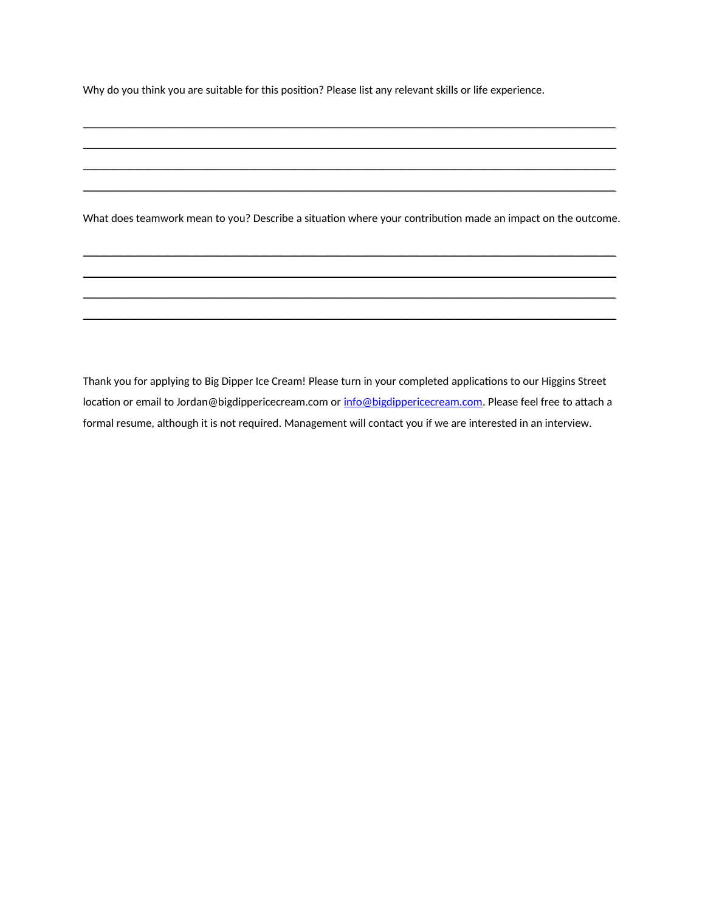Why do you think you are suitable for this position? Please list any relevant skills or life experience.

\_\_\_\_\_\_\_\_\_\_\_\_\_\_\_\_\_\_\_\_\_\_\_\_\_\_\_\_\_\_\_\_\_\_\_\_\_\_\_\_\_\_\_\_\_\_\_\_\_\_\_\_\_\_\_\_\_\_\_\_\_\_\_\_\_\_\_\_\_\_\_\_\_\_\_\_\_\_

\_\_\_\_\_\_\_\_\_\_\_\_\_\_\_\_\_\_\_\_\_\_\_\_\_\_\_\_\_\_\_\_\_\_\_\_\_\_\_\_\_\_\_\_\_\_\_\_\_\_\_\_\_\_\_\_\_\_\_\_\_\_\_\_\_\_\_\_\_\_\_\_\_\_\_\_\_\_

\_\_\_\_\_\_\_\_\_\_\_\_\_\_\_\_\_\_\_\_\_\_\_\_\_\_\_\_\_\_\_\_\_\_\_\_\_\_\_\_\_\_\_\_\_\_\_\_\_\_\_\_\_\_\_\_\_\_\_\_\_\_\_\_\_\_\_\_\_\_\_\_\_\_\_\_\_\_

\_\_\_\_\_\_\_\_\_\_\_\_\_\_\_\_\_\_\_\_\_\_\_\_\_\_\_\_\_\_\_\_\_\_\_\_\_\_\_\_\_\_\_\_\_\_\_\_\_\_\_\_\_\_\_\_\_\_\_\_\_\_\_\_\_\_\_\_\_\_\_\_\_\_\_\_\_\_

What does teamwork mean to you? Describe a situation where your contribution made an impact on the outcome.

\_\_\_\_\_\_\_\_\_\_\_\_\_\_\_\_\_\_\_\_\_\_\_\_\_\_\_\_\_\_\_\_\_\_\_\_\_\_\_\_\_\_\_\_\_\_\_\_\_\_\_\_\_\_\_\_\_\_\_\_\_\_\_\_\_\_\_\_\_\_\_\_\_\_\_\_\_\_

\_\_\_\_\_\_\_\_\_\_\_\_\_\_\_\_\_\_\_\_\_\_\_\_\_\_\_\_\_\_\_\_\_\_\_\_\_\_\_\_\_\_\_\_\_\_\_\_\_\_\_\_\_\_\_\_\_\_\_\_\_\_\_\_\_\_\_\_\_\_\_\_\_\_\_\_\_\_

\_\_\_\_\_\_\_\_\_\_\_\_\_\_\_\_\_\_\_\_\_\_\_\_\_\_\_\_\_\_\_\_\_\_\_\_\_\_\_\_\_\_\_\_\_\_\_\_\_\_\_\_\_\_\_\_\_\_\_\_\_\_\_\_\_\_\_\_\_\_\_\_\_\_\_\_\_\_

\_\_\_\_\_\_\_\_\_\_\_\_\_\_\_\_\_\_\_\_\_\_\_\_\_\_\_\_\_\_\_\_\_\_\_\_\_\_\_\_\_\_\_\_\_\_\_\_\_\_\_\_\_\_\_\_\_\_\_\_\_\_\_\_\_\_\_\_\_\_\_\_\_\_\_\_\_\_

Thank you for applying to Big Dipper Ice Cream! Please turn in your completed applications to our Higgins Street location or email to Jordan@bigdippericecream.com or info@bigdippericecream.com. Please feel free to attach a formal resume, although it is not required. Management will contact you if we are interested in an interview.